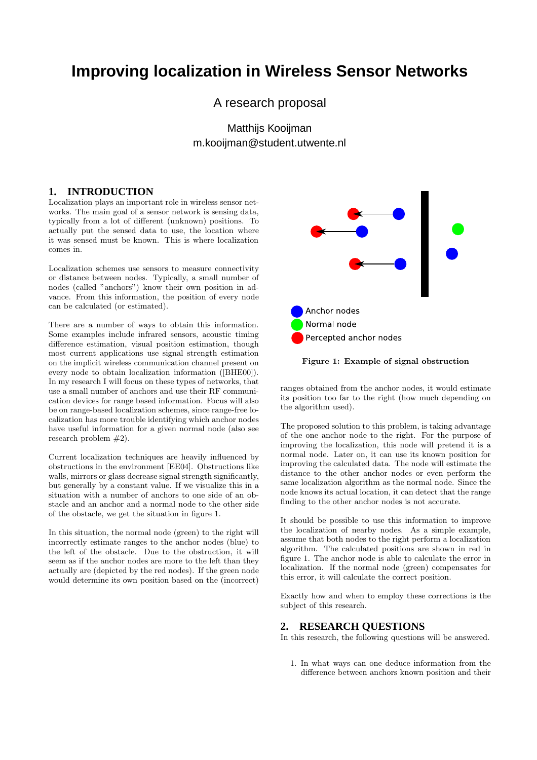# Improving localization in Wireless Sensor Networks

A research proposal

Matthijs Kooijman
m.kooijman@student.utwente.nl

## 1. INTRODUCTION

Localization plays an important role in wireless sensor networks. The main goal of a sensor network is sensing data, typically from a lot of different (unknown) positions. To actually put the sensed data to use, the location where it was sensed must be known. This is where localization comes in.

Localization schemes use sensors to measure connectivity or distance between nodes. Typically, a small number of nodes (called "anchors") know their own position in advance. From this information, the position of every node can be calculated (or estimated).

There are a number of ways to obtain this information. Some examples include infrared sensors, acoustic timing difference estimation, visual position estimation, though most current applications use signal strength estimation on the implicit wireless communication channel present on every node to obtain localization information ([BHE00]). In my research I will focus on these types of networks, that use a small number of anchors and use their RF communication devices for range based information. Focus will also be on range-based localization schemes, since range-free localization has more trouble identifying which anchor nodes have useful information for a given normal node (also see research problem #2).

Current localization techniques are heavily influenced by obstructions in the environment [EE04]. Obstructions like walls, mirrors or glass decrease signal strength significantly, but generally by a constant value. If we visualize this in a situation with a number of anchors to one side of an obstacle and an anchor and a normal node to the other side of the obstacle, we get the situation in figure 1.

In this situation, the normal node (green) to the right will incorrectly estimate ranges to the anchor nodes (blue) to the left of the obstacle. Due to the obstruction, it will seem as if the anchor nodes are more to the left than they actually are (depicted by the red nodes). If the green node would determine its own position based on the (incorrect) ranges obtained from the anchor nodes, it would estimate its position too far to the right (how much depending on the algorithm used).

Anchor nodes
Normal node
Percepted anchor nodes

**Figure 1: Example of signal obstruction**

The proposed solution to this problem, is taking advantage of the one anchor node to the right. For the purpose of improving the localization, this node will pretend it is a normal node. Later on, it can use its known position for improving the calculated data. The node will estimate the distance to the other anchor nodes or even perform the same localization algorithm as the normal node. Since the node knows its actual location, it can detect that the range finding to the other anchor nodes is not accurate.

It should be possible to use this information to improve the localization of nearby nodes. As a simple example, assume that both nodes to the right perform a localization algorithm. The calculated positions are shown in red in figure 1. The anchor node is able to calculate the error in localization. If the normal node (green) compensates for this error, it will calculate the correct position.

Exactly how and when to employ these corrections is the subject of this research.

## 2. RESEARCH QUESTIONS

In this research, the following questions will be answered.

1. In what ways can one deduce information from the difference between anchors known position and their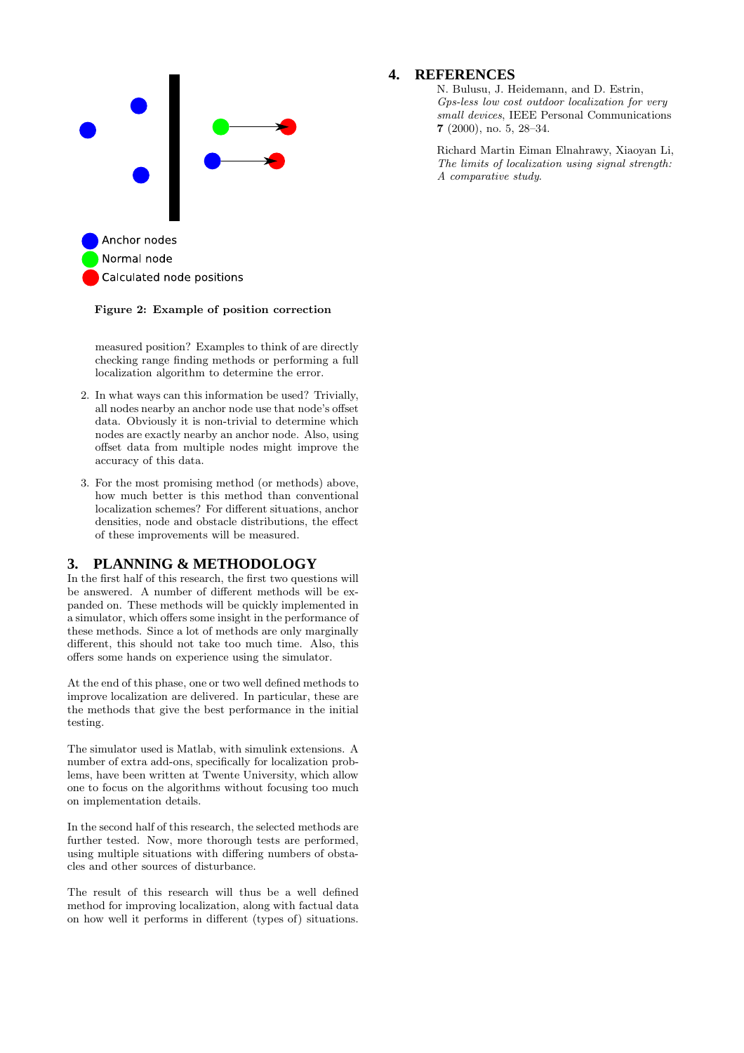Anchor nodes

Normal node

Calculated node positions

**Figure 2: Example of position correction**

measured position? Examples to think of are directly checking range finding methods or performing a full localization algorithm to determine the error.

2. In what ways can this information be used? Trivially, all nodes nearby an anchor node use that node's offset data. Obviously it is non-trivial to determine which nodes are exactly nearby an anchor node. Also, using offset data from multiple nodes might improve the accuracy of this data.

3. For the most promising method (or methods) above, how much better is this method than conventional localization schemes? For different situations, anchor densities, node and obstacle distributions, the effect of these improvements will be measured.

## 3. PLANNING & METHODOLOGY

In the first half of this research, the first two questions will be answered. A number of different methods will be expanded on. These methods will be quickly implemented in a simulator, which offers some insight in the performance of these methods. Since a lot of methods are only marginally different, this should not take too much time. Also, this offers some hands on experience using the simulator.

At the end of this phase, one or two well defined methods to improve localization are delivered. In particular, these are the methods that give the best performance in the initial testing.

The simulator used is Matlab, with simulink extensions. A number of extra add-ons, specifically for localization problems, have been written at Twente University, which allow one to focus on the algorithms without focusing too much on implementation details.

In the second half of this research, the selected methods are further tested. Now, more thorough tests are performed, using multiple situations with differing numbers of obstacles and other sources of disturbance.

The result of this research will thus be a well defined method for improving localization, along with factual data on how well it performs in different (types of) situations.

## 4. REFERENCES

N. Bulusu, J. Heidemann, and D. Estrin, *Gps-less low cost outdoor localization for very small devices*, IEEE Personal Communications **7** (2000), no. 5, 28–34.

Richard Martin Eiman Elnahrawy, Xiaoyan Li, *The limits of localization using signal strength: A comparative study*.